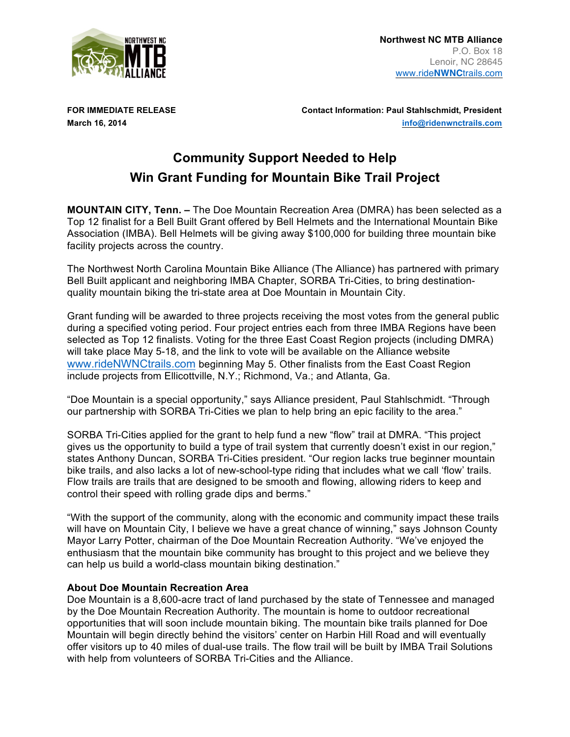**Northwest NC MTB Alliance**
P.O. Box 18
Lenoir, NC 28645
www.rideNWNCtrails.com

**FOR IMMEDIATE RELEASE**
**March 16, 2014**

**Contact Information: Paul Stahlschmidt, President**
**info@ridenwnctrails.com**

# Community Support Needed to Help Win Grant Funding for Mountain Bike Trail Project

**MOUNTAIN CITY, Tenn. –** The Doe Mountain Recreation Area (DMRA) has been selected as a Top 12 finalist for a Bell Built Grant offered by Bell Helmets and the International Mountain Bike Association (IMBA). Bell Helmets will be giving away $100,000 for building three mountain bike facility projects across the country.

The Northwest North Carolina Mountain Bike Alliance (The Alliance) has partnered with primary Bell Built applicant and neighboring IMBA Chapter, SORBA Tri-Cities, to bring destination-quality mountain biking the tri-state area at Doe Mountain in Mountain City.

Grant funding will be awarded to three projects receiving the most votes from the general public during a specified voting period. Four project entries each from three IMBA Regions have been selected as Top 12 finalists. Voting for the three East Coast Region projects (including DMRA) will take place May 5-18, and the link to vote will be available on the Alliance website www.rideNWNCtrails.com beginning May 5. Other finalists from the East Coast Region include projects from Ellicottville, N.Y.; Richmond, Va.; and Atlanta, Ga.

"Doe Mountain is a special opportunity," says Alliance president, Paul Stahlschmidt. "Through our partnership with SORBA Tri-Cities we plan to help bring an epic facility to the area."

SORBA Tri-Cities applied for the grant to help fund a new "flow" trail at DMRA. "This project gives us the opportunity to build a type of trail system that currently doesn't exist in our region," states Anthony Duncan, SORBA Tri-Cities president. "Our region lacks true beginner mountain bike trails, and also lacks a lot of new-school-type riding that includes what we call 'flow' trails. Flow trails are trails that are designed to be smooth and flowing, allowing riders to keep and control their speed with rolling grade dips and berms."

"With the support of the community, along with the economic and community impact these trails will have on Mountain City, I believe we have a great chance of winning," says Johnson County Mayor Larry Potter, chairman of the Doe Mountain Recreation Authority. "We've enjoyed the enthusiasm that the mountain bike community has brought to this project and we believe they can help us build a world-class mountain biking destination."

### About Doe Mountain Recreation Area

Doe Mountain is a 8,600-acre tract of land purchased by the state of Tennessee and managed by the Doe Mountain Recreation Authority. The mountain is home to outdoor recreational opportunities that will soon include mountain biking. The mountain bike trails planned for Doe Mountain will begin directly behind the visitors' center on Harbin Hill Road and will eventually offer visitors up to 40 miles of dual-use trails. The flow trail will be built by IMBA Trail Solutions with help from volunteers of SORBA Tri-Cities and the Alliance.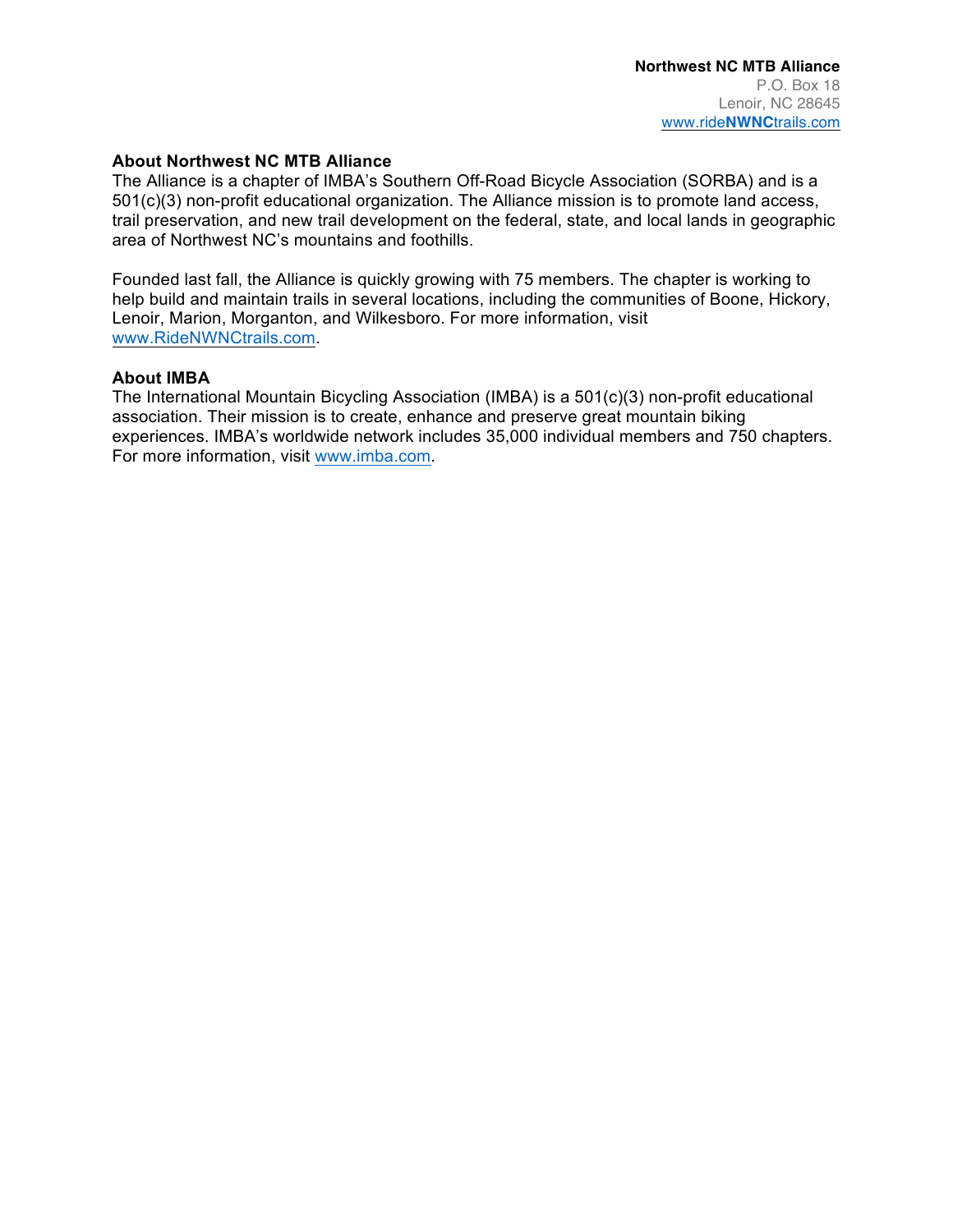**Northwest NC MTB Alliance**
P.O. Box 18
Lenoir, NC 28645
www.rideNWNCtrails.com

## About Northwest NC MTB Alliance

The Alliance is a chapter of IMBA's Southern Off-Road Bicycle Association (SORBA) and is a 501(c)(3) non-profit educational organization. The Alliance mission is to promote land access, trail preservation, and new trail development on the federal, state, and local lands in geographic area of Northwest NC's mountains and foothills.

Founded last fall, the Alliance is quickly growing with 75 members. The chapter is working to help build and maintain trails in several locations, including the communities of Boone, Hickory, Lenoir, Marion, Morganton, and Wilkesboro. For more information, visit www.RideNWNCtrails.com.

## About IMBA

The International Mountain Bicycling Association (IMBA) is a 501(c)(3) non-profit educational association. Their mission is to create, enhance and preserve great mountain biking experiences. IMBA's worldwide network includes 35,000 individual members and 750 chapters. For more information, visit www.imba.com.